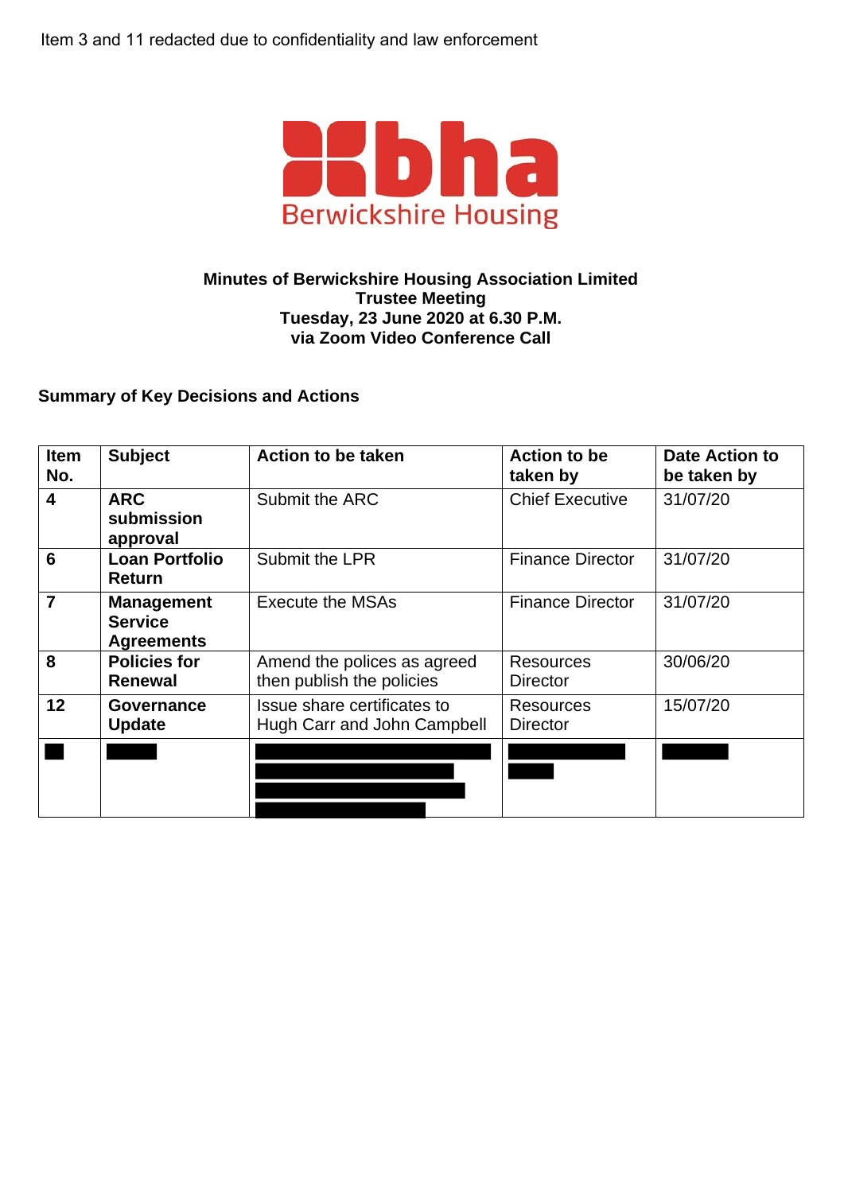Item 3 and 11 redacted due to confidentiality and law enforcement

bha
Berwickshire Housing

**Minutes of Berwickshire Housing Association Limited**
**Trustee Meeting**
**Tuesday, 23 June 2020 at 6.30 P.M.**
**via Zoom Video Conference Call**

**Summary of Key Decisions and Actions**

| Item No. | Subject | Action to be taken | Action to be taken by | Date Action to be taken by |
|---|---|---|---|---|
| **4** | **ARC submission approval** | Submit the ARC | Chief Executive | 31/07/20 |
| **6** | **Loan Portfolio Return** | Submit the LPR | Finance Director | 31/07/20 |
| **7** | **Management Service Agreements** | Execute the MSAs | Finance Director | 31/07/20 |
| **8** | **Policies for Renewal** | Amend the polices as agreed then publish the policies | Resources Director | 30/06/20 |
| **12** | **Governance Update** | Issue share certificates to Hugh Carr and John Campbell | Resources Director | 15/07/20 |
| [REDACTED] | [REDACTED] | [REDACTED] | [REDACTED] | [REDACTED] |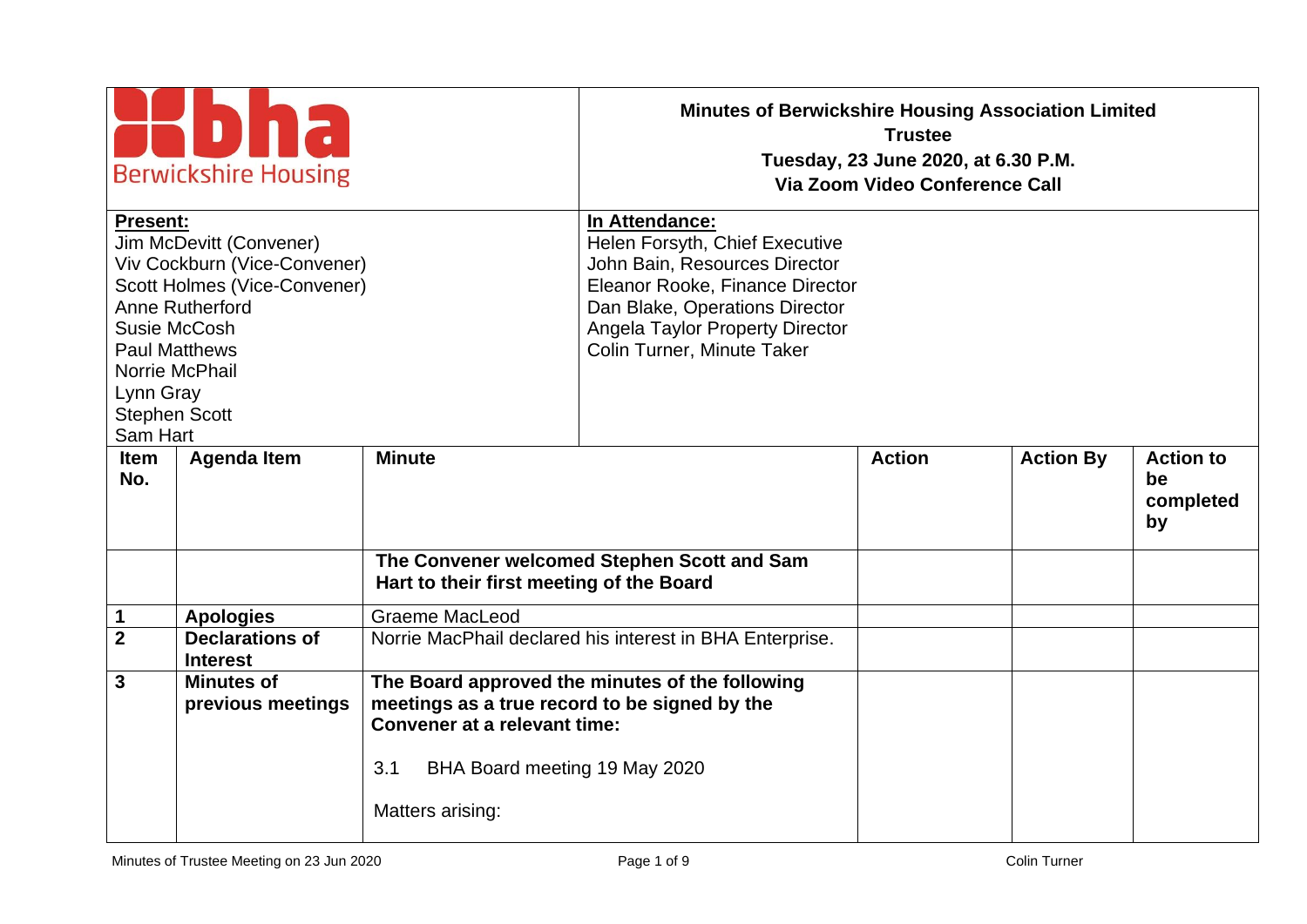**Minutes of Berwickshire Housing Association Limited**
**Trustee**
**Tuesday, 23 June 2020, at 6.30 P.M.**
**Via Zoom Video Conference Call**

| Present: | In Attendance: |
|---|---|
| Jim McDevitt (Convener) | Helen Forsyth, Chief Executive |
| Viv Cockburn (Vice-Convener) | John Bain, Resources Director |
| Scott Holmes (Vice-Convener) | Eleanor Rooke, Finance Director |
| Anne Rutherford | Dan Blake, Operations Director |
| Susie McCosh | Angela Taylor Property Director |
| Paul Matthews | Colin Turner, Minute Taker |
| Norrie McPhail | |
| Lynn Gray | |
| Stephen Scott | |
| Sam Hart | |

| Item No. | Agenda Item | Minute | Action | Action By | Action to be completed by |
|---|---|---|---|---|---|
| | | **The Convener welcomed Stephen Scott and Sam Hart to their first meeting of the Board** | | | |
| 1 | **Apologies** | Graeme MacLeod | | | |
| 2 | **Declarations of Interest** | Norrie MacPhail declared his interest in BHA Enterprise. | | | |
| 3 | **Minutes of previous meetings** | **The Board approved the minutes of the following meetings as a true record to be signed by the Convener at a relevant time:**<br><br>3.1 BHA Board meeting 19 May 2020<br><br>Matters arising: | | | |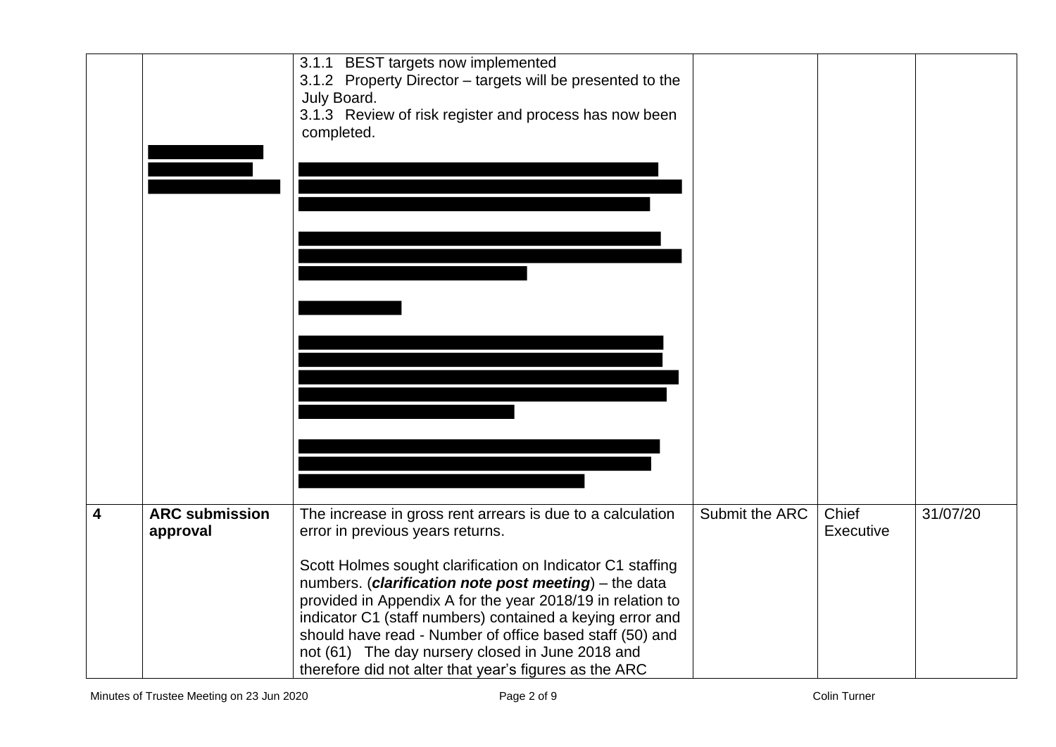| | | | | | |
|---|---|---|---|---|---|
| | | 3.1.1 BEST targets now implemented<br>3.1.2 Property Director – targets will be presented to the July Board.<br>3.1.3 Review of risk register and process has now been completed. | | | |
| **4** | **ARC submission approval** | The increase in gross rent arrears is due to a calculation error in previous years returns.<br><br>Scott Holmes sought clarification on Indicator C1 staffing numbers. (***clarification note post meeting***) – the data provided in Appendix A for the year 2018/19 in relation to indicator C1 (staff numbers) contained a keying error and should have read - Number of office based staff (50) and not (61) The day nursery closed in June 2018 and therefore did not alter that year's figures as the ARC | Submit the ARC | Chief Executive | 31/07/20 |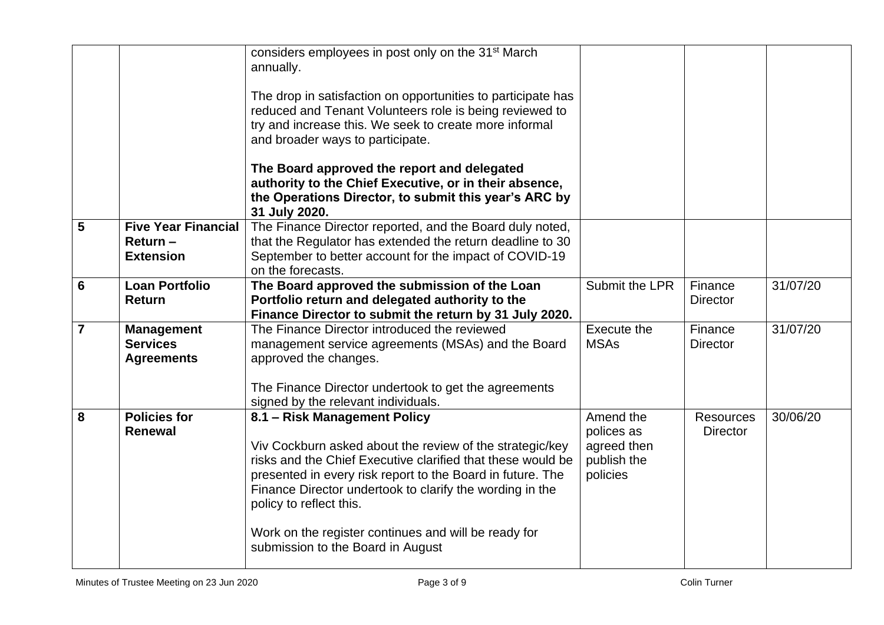| | | | | | |
|---|---|---|---|---|---|
| | | considers employees in post only on the 31st March annually.<br><br>The drop in satisfaction on opportunities to participate has reduced and Tenant Volunteers role is being reviewed to try and increase this. We seek to create more informal and broader ways to participate.<br><br>**The Board approved the report and delegated authority to the Chief Executive, or in their absence, the Operations Director, to submit this year's ARC by 31 July 2020.** | | | |
| **5** | **Five Year Financial Return – Extension** | The Finance Director reported, and the Board duly noted, that the Regulator has extended the return deadline to 30 September to better account for the impact of COVID-19 on the forecasts. | | | |
| **6** | **Loan Portfolio Return** | **The Board approved the submission of the Loan Portfolio return and delegated authority to the Finance Director to submit the return by 31 July 2020.** | Submit the LPR | Finance Director | 31/07/20 |
| **7** | **Management Services Agreements** | The Finance Director introduced the reviewed management service agreements (MSAs) and the Board approved the changes.<br><br>The Finance Director undertook to get the agreements signed by the relevant individuals. | Execute the MSAs | Finance Director | 31/07/20 |
| **8** | **Policies for Renewal** | **8.1 – Risk Management Policy**<br><br>Viv Cockburn asked about the review of the strategic/key risks and the Chief Executive clarified that these would be presented in every risk report to the Board in future. The Finance Director undertook to clarify the wording in the policy to reflect this.<br><br>Work on the register continues and will be ready for submission to the Board in August | Amend the polices as agreed then publish the policies | Resources Director | 30/06/20 |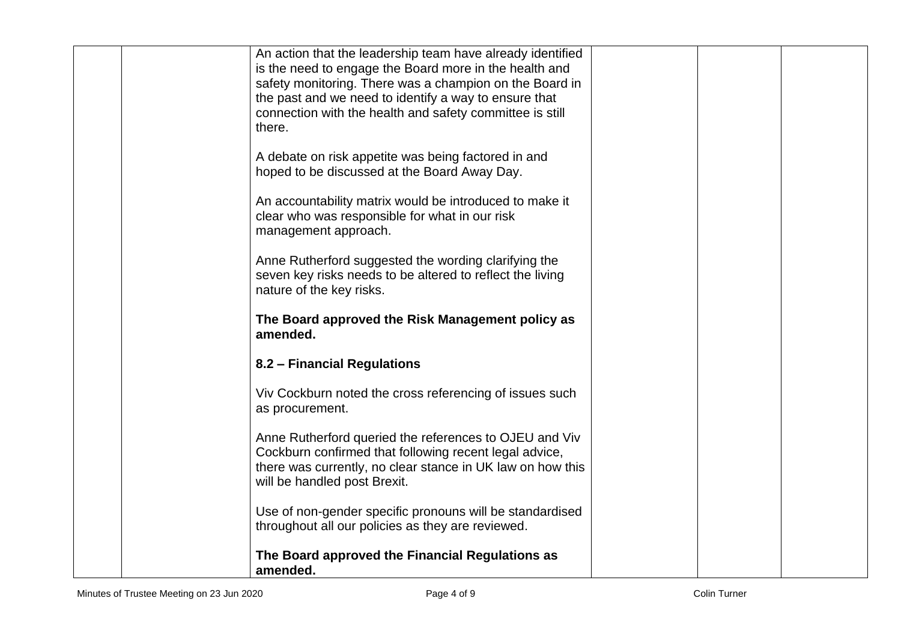| | | | | | |
|---|---|---|---|---|---|
| | | An action that the leadership team have already identified is the need to engage the Board more in the health and safety monitoring. There was a champion on the Board in the past and we need to identify a way to ensure that connection with the health and safety committee is still there.<br><br>A debate on risk appetite was being factored in and hoped to be discussed at the Board Away Day.<br><br>An accountability matrix would be introduced to make it clear who was responsible for what in our risk management approach.<br><br>Anne Rutherford suggested the wording clarifying the seven key risks needs to be altered to reflect the living nature of the key risks.<br><br>**The Board approved the Risk Management policy as amended.**<br><br>**8.2 – Financial Regulations**<br><br>Viv Cockburn noted the cross referencing of issues such as procurement.<br><br>Anne Rutherford queried the references to OJEU and Viv Cockburn confirmed that following recent legal advice, there was currently, no clear stance in UK law on how this will be handled post Brexit.<br><br>Use of non-gender specific pronouns will be standardised throughout all our policies as they are reviewed.<br><br>**The Board approved the Financial Regulations as amended.** | | | |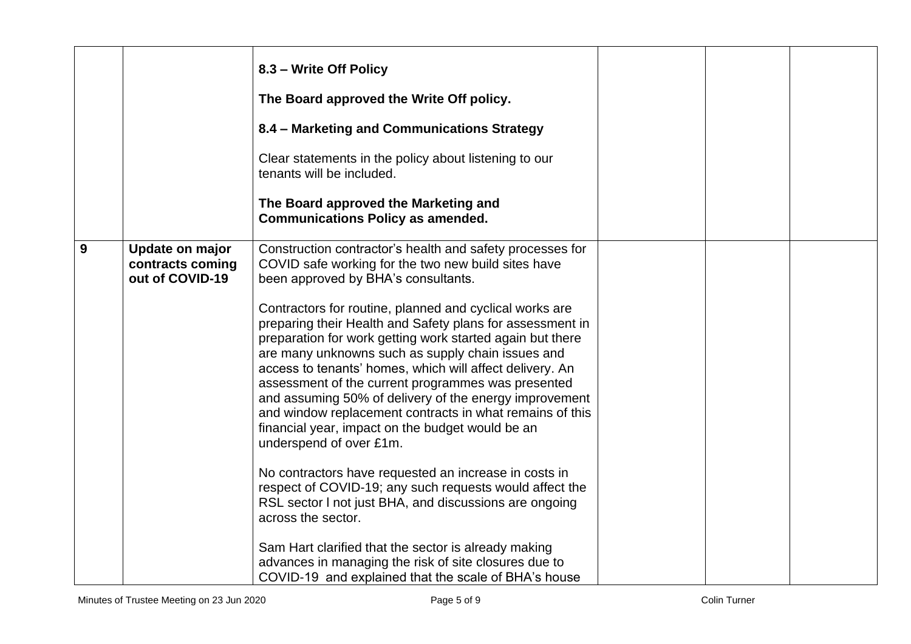| | | | | | |
|---|---|---|---|---|---|
| | | **8.3 – Write Off Policy**<br><br>**The Board approved the Write Off policy.**<br><br>**8.4 – Marketing and Communications Strategy**<br><br>Clear statements in the policy about listening to our tenants will be included.<br><br>**The Board approved the Marketing and Communications Policy as amended.** | | | |
| **9** | **Update on major contracts coming out of COVID-19** | Construction contractor's health and safety processes for COVID safe working for the two new build sites have been approved by BHA's consultants.<br><br>Contractors for routine, planned and cyclical works are preparing their Health and Safety plans for assessment in preparation for work getting work started again but there are many unknowns such as supply chain issues and access to tenants' homes, which will affect delivery. An assessment of the current programmes was presented and assuming 50% of delivery of the energy improvement and window replacement contracts in what remains of this financial year, impact on the budget would be an underspend of over £1m.<br><br>No contractors have requested an increase in costs in respect of COVID-19; any such requests would affect the RSL sector l not just BHA, and discussions are ongoing across the sector.<br><br>Sam Hart clarified that the sector is already making advances in managing the risk of site closures due to COVID-19 and explained that the scale of BHA's house | | | |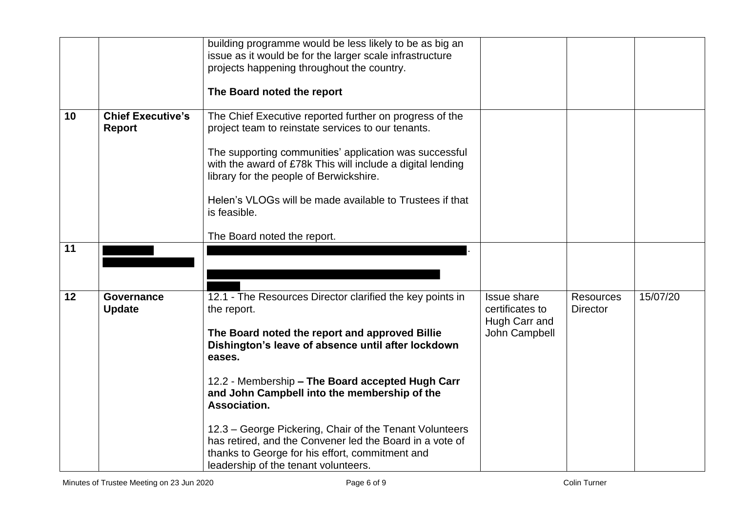| | | | | | |
|---|---|---|---|---|---|
| | | building programme would be less likely to be as big an issue as it would be for the larger scale infrastructure projects happening throughout the country.<br><br>**The Board noted the report** | | | |
| **10** | **Chief Executive's Report** | The Chief Executive reported further on progress of the project team to reinstate services to our tenants.<br><br>The supporting communities' application was successful with the award of £78k This will include a digital lending library for the people of Berwickshire.<br><br>Helen's VLOGs will be made available to Trustees if that is feasible.<br><br>The Board noted the report. | | | |
| **11** | [redacted] | [redacted]. | | | |
| **12** | **Governance Update** | 12.1 - The Resources Director clarified the key points in the report.<br><br>**The Board noted the report and approved Billie Dishington's leave of absence until after lockdown eases.**<br><br>12.2 - Membership **– The Board accepted Hugh Carr and John Campbell into the membership of the Association.**<br><br>12.3 – George Pickering, Chair of the Tenant Volunteers has retired, and the Convener led the Board in a vote of thanks to George for his effort, commitment and leadership of the tenant volunteers. | Issue share certificates to Hugh Carr and John Campbell | Resources Director | 15/07/20 |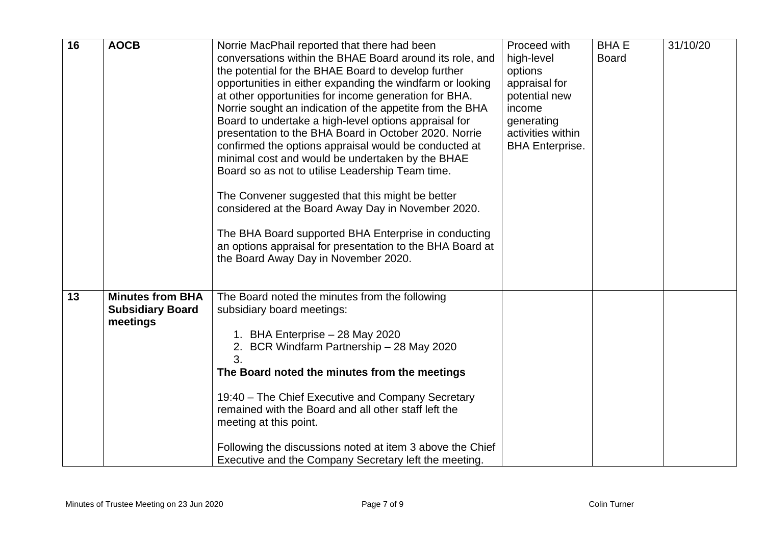| 16 | **AOCB** | Norrie MacPhail reported that there had been conversations within the BHAE Board around its role, and the potential for the BHAE Board to develop further opportunities in either expanding the windfarm or looking at other opportunities for income generation for BHA. Norrie sought an indication of the appetite from the BHA Board to undertake a high-level options appraisal for presentation to the BHA Board in October 2020. Norrie confirmed the options appraisal would be conducted at minimal cost and would be undertaken by the BHAE Board so as not to utilise Leadership Team time.<br><br>The Convener suggested that this might be better considered at the Board Away Day in November 2020.<br><br>The BHA Board supported BHA Enterprise in conducting an options appraisal for presentation to the BHA Board at the Board Away Day in November 2020. | Proceed with high-level options appraisal for potential new income generating activities within BHA Enterprise. | BHA E Board | 31/10/20 |
|---|---|---|---|---|---|
| 13 | **Minutes from BHA Subsidiary Board meetings** | The Board noted the minutes from the following subsidiary board meetings:<br><br>1. BHA Enterprise – 28 May 2020<br>2. BCR Windfarm Partnership – 28 May 2020<br>3.<br><br>**The Board noted the minutes from the meetings**<br><br>19:40 – The Chief Executive and Company Secretary remained with the Board and all other staff left the meeting at this point.<br><br>Following the discussions noted at item 3 above the Chief Executive and the Company Secretary left the meeting. | | | |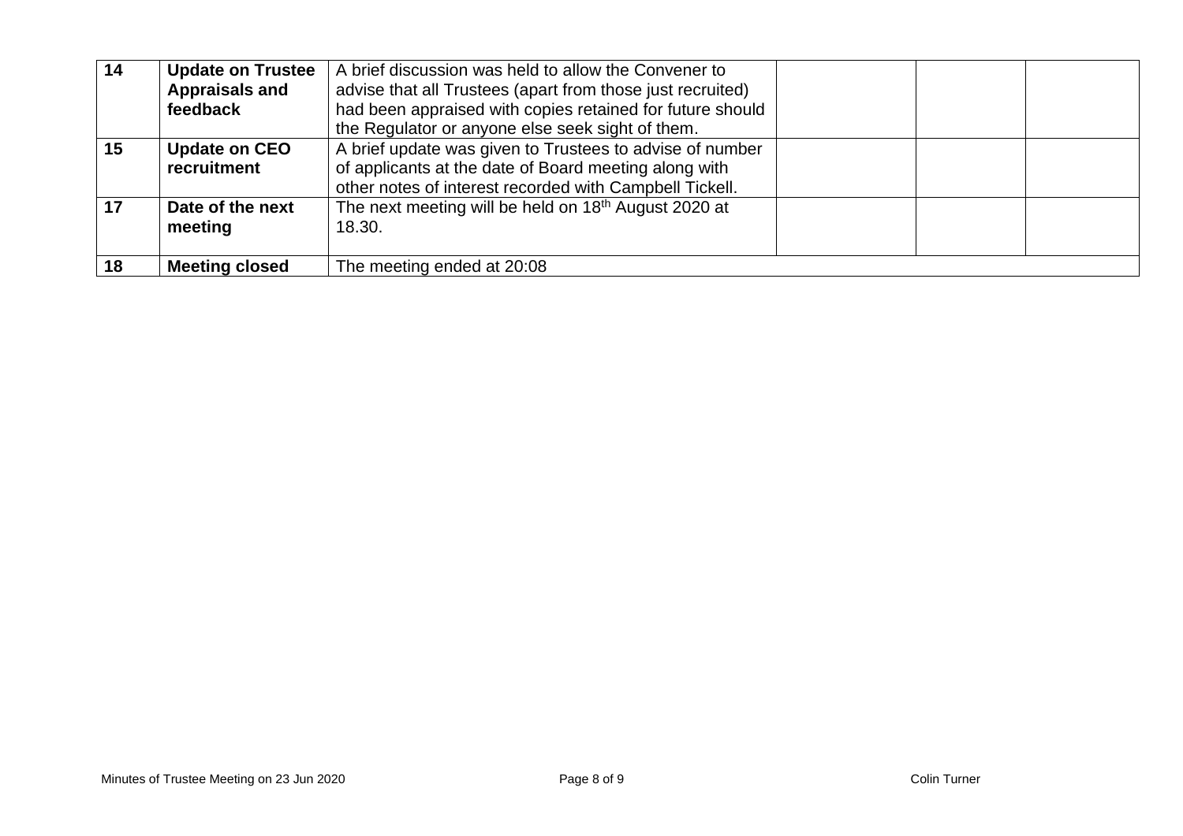| | | | | | |
|---|---|---|---|---|---|
| **14** | **Update on Trustee Appraisals and feedback** | A brief discussion was held to allow the Convener to advise that all Trustees (apart from those just recruited) had been appraised with copies retained for future should the Regulator or anyone else seek sight of them. | | | |
| **15** | **Update on CEO recruitment** | A brief update was given to Trustees to advise of number of applicants at the date of Board meeting along with other notes of interest recorded with Campbell Tickell. | | | |
| **17** | **Date of the next meeting** | The next meeting will be held on 18th August 2020 at 18.30. | | | |
| **18** | **Meeting closed** | The meeting ended at 20:08 | | | |